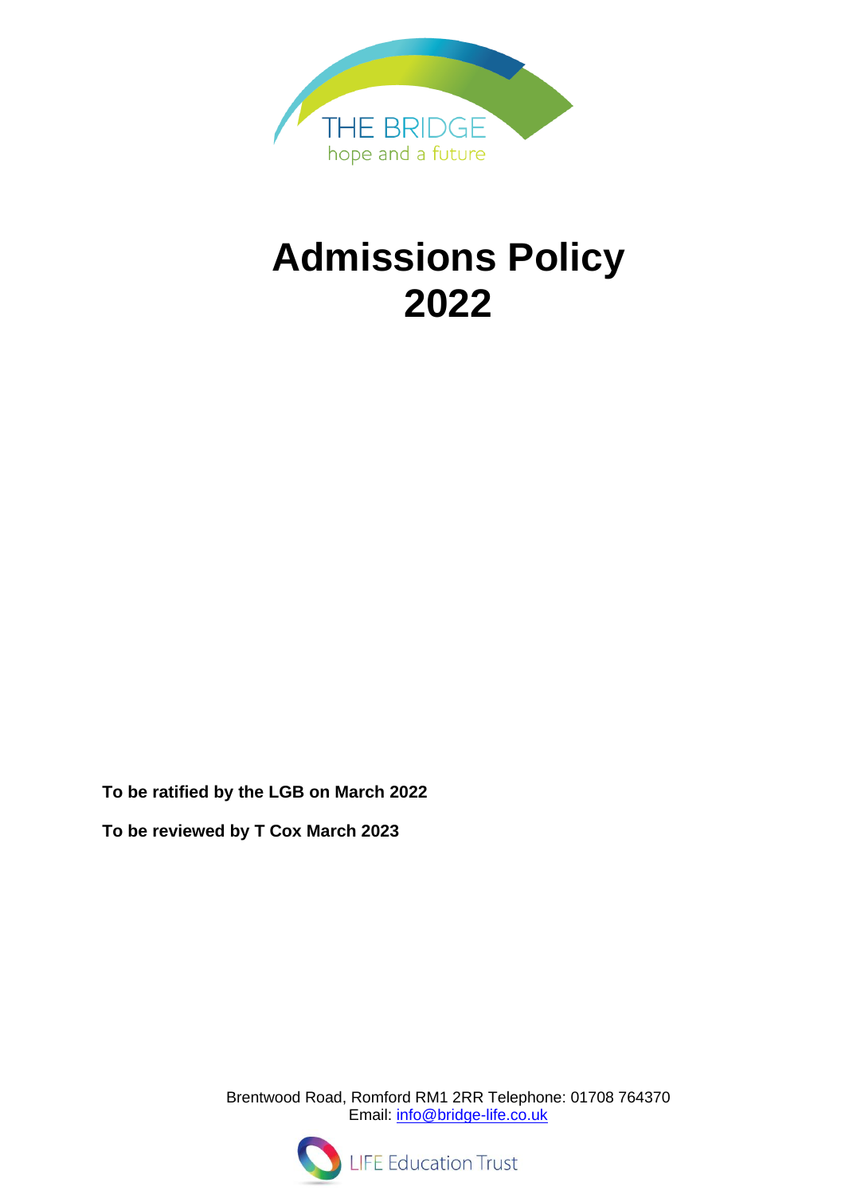THE BRIDGE

hope and a future

# Admissions Policy 2022

**To be ratified by the LGB on March 2022**

**To be reviewed by T Cox March 2023**

Brentwood Road, Romford RM1 2RR Telephone: 01708 764370
Email: info@bridge-life.co.uk

LIFE Education Trust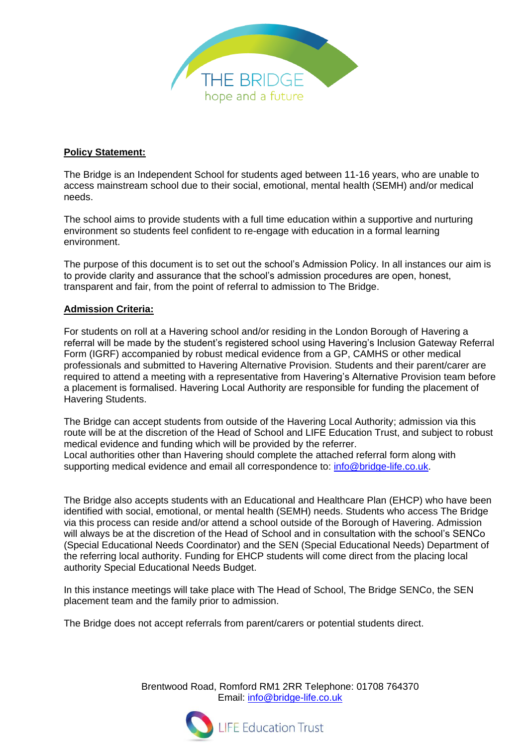**Policy Statement:**

The Bridge is an Independent School for students aged between 11-16 years, who are unable to access mainstream school due to their social, emotional, mental health (SEMH) and/or medical needs.

The school aims to provide students with a full time education within a supportive and nurturing environment so students feel confident to re-engage with education in a formal learning environment.

The purpose of this document is to set out the school's Admission Policy. In all instances our aim is to provide clarity and assurance that the school's admission procedures are open, honest, transparent and fair, from the point of referral to admission to The Bridge.

**Admission Criteria:**

For students on roll at a Havering school and/or residing in the London Borough of Havering a referral will be made by the student's registered school using Havering's Inclusion Gateway Referral Form (IGRF) accompanied by robust medical evidence from a GP, CAMHS or other medical professionals and submitted to Havering Alternative Provision. Students and their parent/carer are required to attend a meeting with a representative from Havering's Alternative Provision team before a placement is formalised. Havering Local Authority are responsible for funding the placement of Havering Students.

The Bridge can accept students from outside of the Havering Local Authority; admission via this route will be at the discretion of the Head of School and LIFE Education Trust, and subject to robust medical evidence and funding which will be provided by the referrer.
Local authorities other than Havering should complete the attached referral form along with supporting medical evidence and email all correspondence to: info@bridge-life.co.uk.

The Bridge also accepts students with an Educational and Healthcare Plan (EHCP) who have been identified with social, emotional, or mental health (SEMH) needs. Students who access The Bridge via this process can reside and/or attend a school outside of the Borough of Havering. Admission will always be at the discretion of the Head of School and in consultation with the school's SENCo (Special Educational Needs Coordinator) and the SEN (Special Educational Needs) Department of the referring local authority. Funding for EHCP students will come direct from the placing local authority Special Educational Needs Budget.

In this instance meetings will take place with The Head of School, The Bridge SENCo, the SEN placement team and the family prior to admission.

The Bridge does not accept referrals from parent/carers or potential students direct.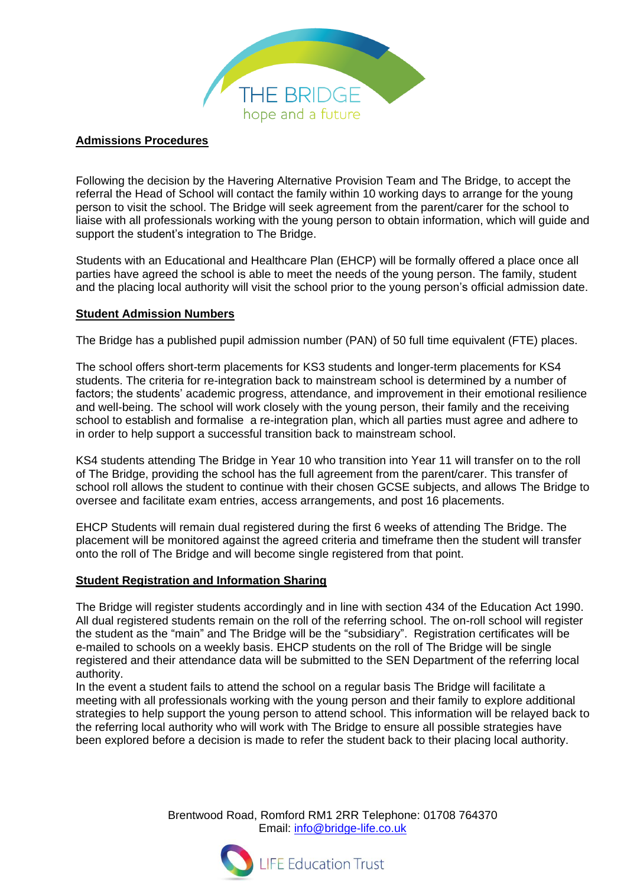## Admissions Procedures

Following the decision by the Havering Alternative Provision Team and The Bridge, to accept the referral the Head of School will contact the family within 10 working days to arrange for the young person to visit the school. The Bridge will seek agreement from the parent/carer for the school to liaise with all professionals working with the young person to obtain information, which will guide and support the student's integration to The Bridge.

Students with an Educational and Healthcare Plan (EHCP) will be formally offered a place once all parties have agreed the school is able to meet the needs of the young person. The family, student and the placing local authority will visit the school prior to the young person's official admission date.

## Student Admission Numbers

The Bridge has a published pupil admission number (PAN) of 50 full time equivalent (FTE) places.

The school offers short-term placements for KS3 students and longer-term placements for KS4 students. The criteria for re-integration back to mainstream school is determined by a number of factors; the students' academic progress, attendance, and improvement in their emotional resilience and well-being. The school will work closely with the young person, their family and the receiving school to establish and formalise a re-integration plan, which all parties must agree and adhere to in order to help support a successful transition back to mainstream school.

KS4 students attending The Bridge in Year 10 who transition into Year 11 will transfer on to the roll of The Bridge, providing the school has the full agreement from the parent/carer. This transfer of school roll allows the student to continue with their chosen GCSE subjects, and allows The Bridge to oversee and facilitate exam entries, access arrangements, and post 16 placements.

EHCP Students will remain dual registered during the first 6 weeks of attending The Bridge. The placement will be monitored against the agreed criteria and timeframe then the student will transfer onto the roll of The Bridge and will become single registered from that point.

## Student Registration and Information Sharing

The Bridge will register students accordingly and in line with section 434 of the Education Act 1990. All dual registered students remain on the roll of the referring school. The on-roll school will register the student as the "main" and The Bridge will be the "subsidiary". Registration certificates will be e-mailed to schools on a weekly basis. EHCP students on the roll of The Bridge will be single registered and their attendance data will be submitted to the SEN Department of the referring local authority.

In the event a student fails to attend the school on a regular basis The Bridge will facilitate a meeting with all professionals working with the young person and their family to explore additional strategies to help support the young person to attend school. This information will be relayed back to the referring local authority who will work with The Bridge to ensure all possible strategies have been explored before a decision is made to refer the student back to their placing local authority.

Brentwood Road, Romford RM1 2RR Telephone: 01708 764370
Email: info@bridge-life.co.uk